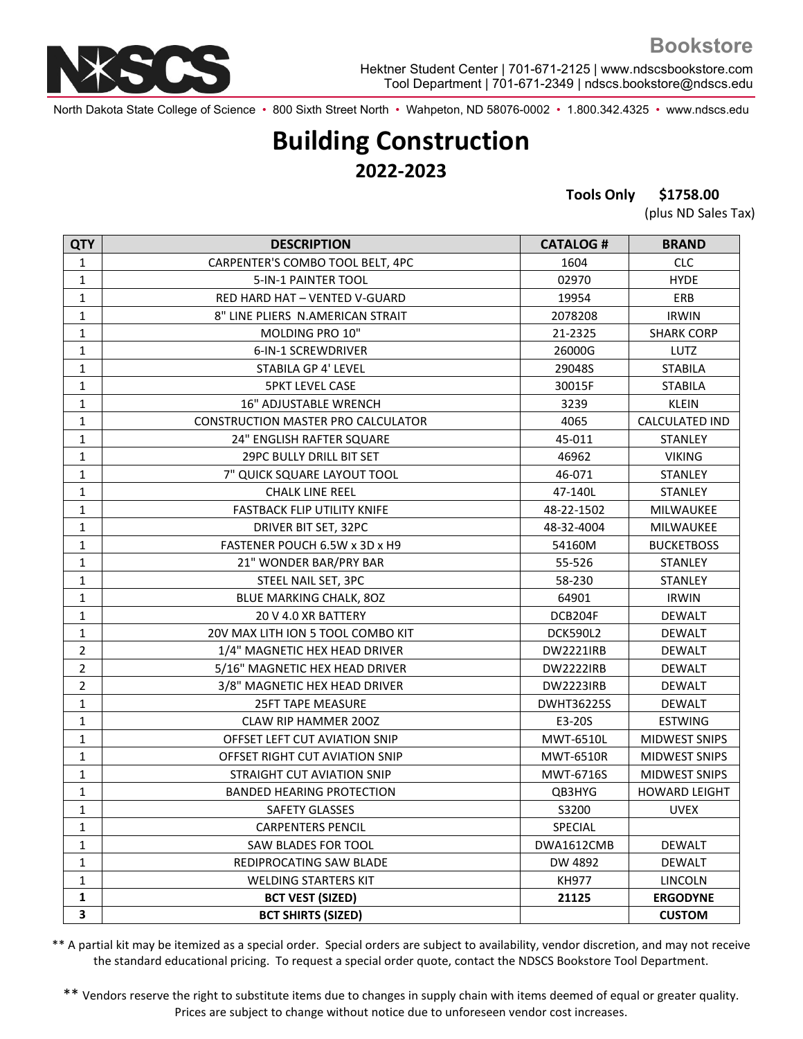**Bookstore**

Hektner Student Center | 701-671-2125 | www.ndscsbookstore.com
Tool Department | 701-671-2349 | ndscs.bookstore@ndscs.edu

North Dakota State College of Science • 800 Sixth Street North • Wahpeton, ND 58076-0002 • 1.800.342.4325 • www.ndscs.edu

# Building Construction

## 2022-2023

**Tools Only $1758.00**
(plus ND Sales Tax)

| QTY | DESCRIPTION | CATALOG # | BRAND |
|---|---|---|---|
| 1 | CARPENTER'S COMBO TOOL BELT, 4PC | 1604 | CLC |
| 1 | 5-IN-1 PAINTER TOOL | 02970 | HYDE |
| 1 | RED HARD HAT – VENTED V-GUARD | 19954 | ERB |
| 1 | 8" LINE PLIERS N.AMERICAN STRAIT | 2078208 | IRWIN |
| 1 | MOLDING PRO 10" | 21-2325 | SHARK CORP |
| 1 | 6-IN-1 SCREWDRIVER | 26000G | LUTZ |
| 1 | STABILA GP 4' LEVEL | 29048S | STABILA |
| 1 | 5PKT LEVEL CASE | 30015F | STABILA |
| 1 | 16" ADJUSTABLE WRENCH | 3239 | KLEIN |
| 1 | CONSTRUCTION MASTER PRO CALCULATOR | 4065 | CALCULATED IND |
| 1 | 24" ENGLISH RAFTER SQUARE | 45-011 | STANLEY |
| 1 | 29PC BULLY DRILL BIT SET | 46962 | VIKING |
| 1 | 7" QUICK SQUARE LAYOUT TOOL | 46-071 | STANLEY |
| 1 | CHALK LINE REEL | 47-140L | STANLEY |
| 1 | FASTBACK FLIP UTILITY KNIFE | 48-22-1502 | MILWAUKEE |
| 1 | DRIVER BIT SET, 32PC | 48-32-4004 | MILWAUKEE |
| 1 | FASTENER POUCH 6.5W x 3D x H9 | 54160M | BUCKETBOSS |
| 1 | 21" WONDER BAR/PRY BAR | 55-526 | STANLEY |
| 1 | STEEL NAIL SET, 3PC | 58-230 | STANLEY |
| 1 | BLUE MARKING CHALK, 8OZ | 64901 | IRWIN |
| 1 | 20 V 4.0 XR BATTERY | DCB204F | DEWALT |
| 1 | 20V MAX LITH ION 5 TOOL COMBO KIT | DCK590L2 | DEWALT |
| 2 | 1/4" MAGNETIC HEX HEAD DRIVER | DW2221IRB | DEWALT |
| 2 | 5/16" MAGNETIC HEX HEAD DRIVER | DW2222IRB | DEWALT |
| 2 | 3/8" MAGNETIC HEX HEAD DRIVER | DW2223IRB | DEWALT |
| 1 | 25FT TAPE MEASURE | DWHT36225S | DEWALT |
| 1 | CLAW RIP HAMMER 20OZ | E3-20S | ESTWING |
| 1 | OFFSET LEFT CUT AVIATION SNIP | MWT-6510L | MIDWEST SNIPS |
| 1 | OFFSET RIGHT CUT AVIATION SNIP | MWT-6510R | MIDWEST SNIPS |
| 1 | STRAIGHT CUT AVIATION SNIP | MWT-6716S | MIDWEST SNIPS |
| 1 | BANDED HEARING PROTECTION | QB3HYG | HOWARD LEIGHT |
| 1 | SAFETY GLASSES | S3200 | UVEX |
| 1 | CARPENTERS PENCIL | SPECIAL | |
| 1 | SAW BLADES FOR TOOL | DWA1612CMB | DEWALT |
| 1 | REDIPROCATING SAW BLADE | DW 4892 | DEWALT |
| 1 | WELDING STARTERS KIT | KH977 | LINCOLN |
| **1** | **BCT VEST (SIZED)** | **21125** | **ERGODYNE** |
| **3** | **BCT SHIRTS (SIZED)** | | **CUSTOM** |

** A partial kit may be itemized as a special order. Special orders are subject to availability, vendor discretion, and may not receive the standard educational pricing. To request a special order quote, contact the NDSCS Bookstore Tool Department.

** Vendors reserve the right to substitute items due to changes in supply chain with items deemed of equal or greater quality. Prices are subject to change without notice due to unforeseen vendor cost increases.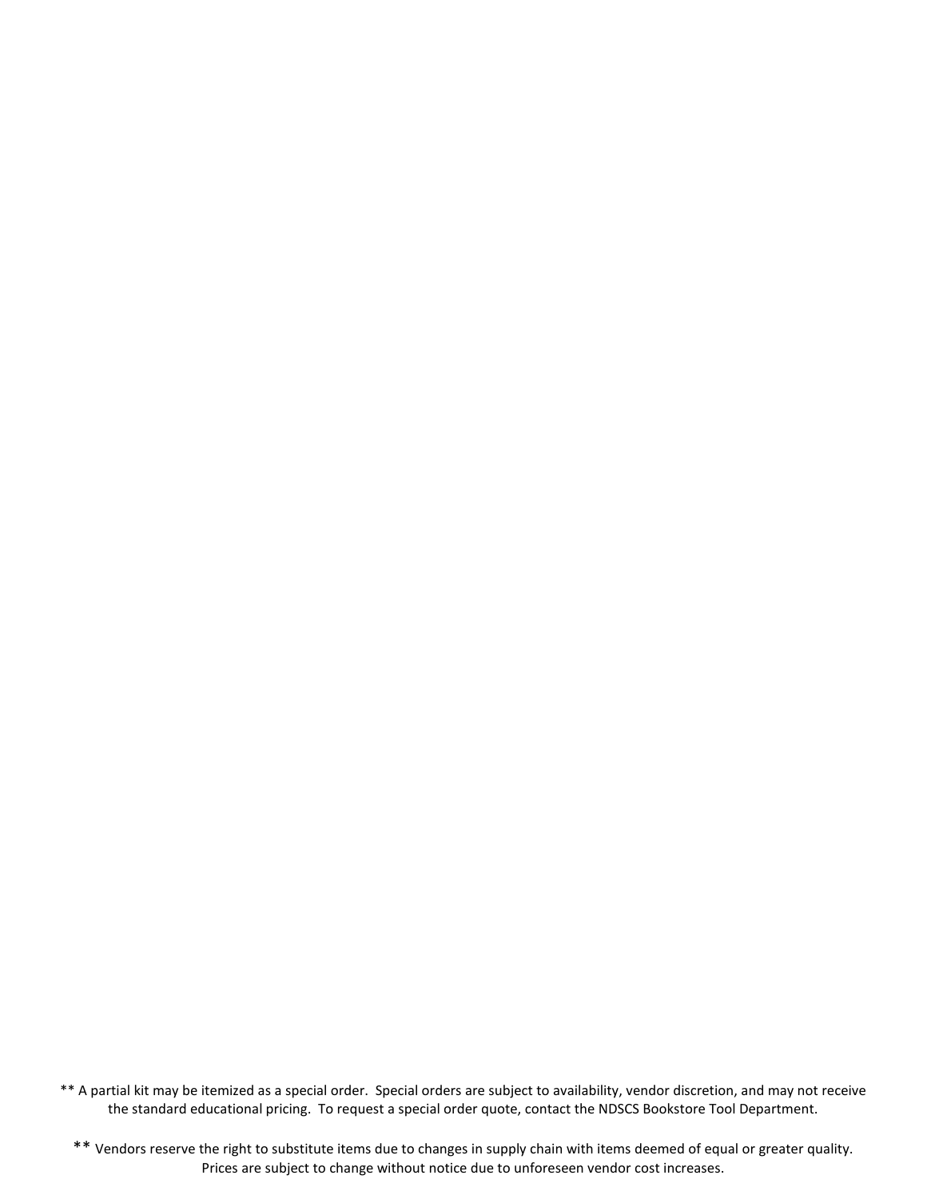** A partial kit may be itemized as a special order. Special orders are subject to availability, vendor discretion, and may not receive the standard educational pricing. To request a special order quote, contact the NDSCS Bookstore Tool Department.

** Vendors reserve the right to substitute items due to changes in supply chain with items deemed of equal or greater quality. Prices are subject to change without notice due to unforeseen vendor cost increases.